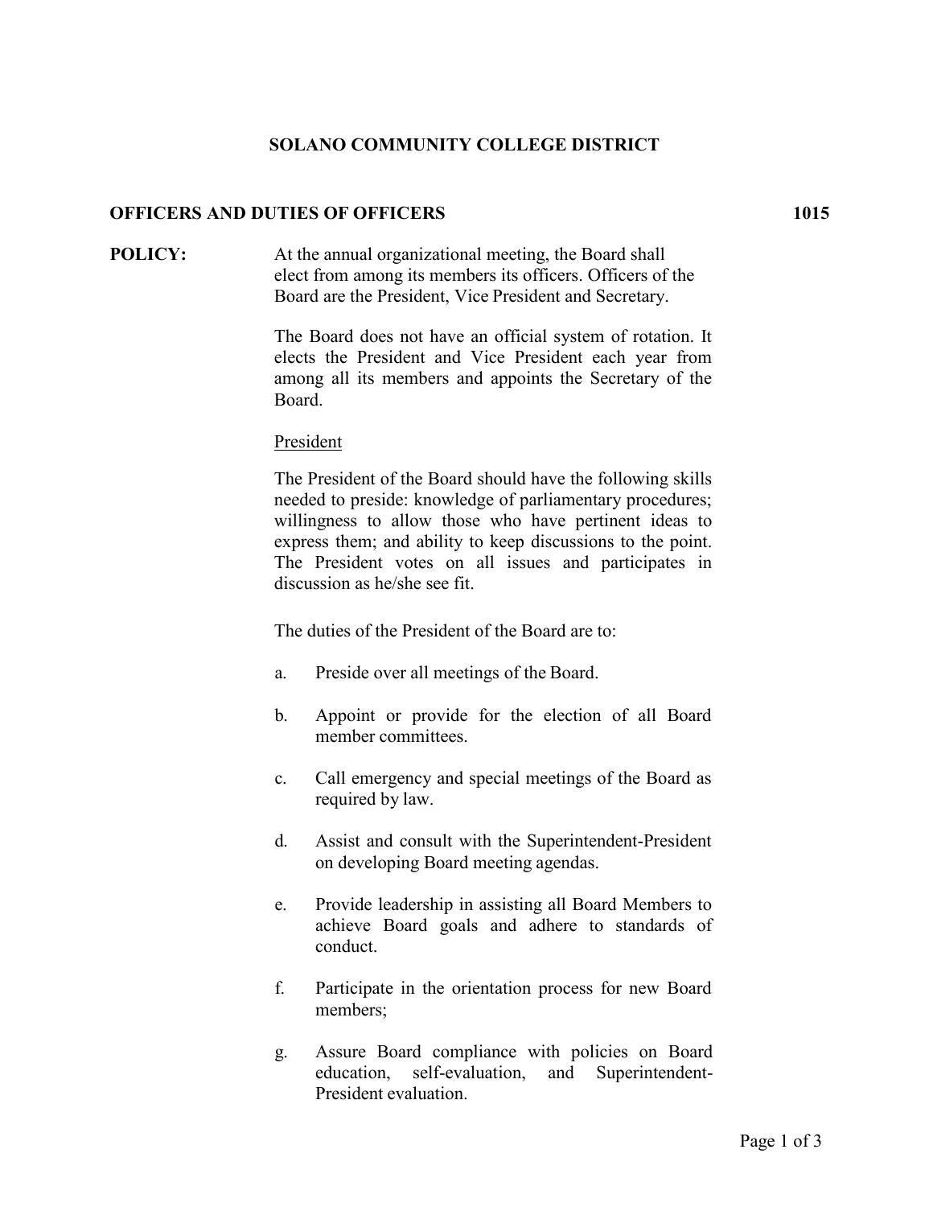# SOLANO COMMUNITY COLLEGE DISTRICT

## OFFICERS AND DUTIES OF OFFICERS 1015

**POLICY:** At the annual organizational meeting, the Board shall elect from among its members its officers. Officers of the Board are the President, Vice President and Secretary.

The Board does not have an official system of rotation. It elects the President and Vice President each year from among all its members and appoints the Secretary of the Board.

<u>President</u>

The President of the Board should have the following skills needed to preside: knowledge of parliamentary procedures; willingness to allow those who have pertinent ideas to express them; and ability to keep discussions to the point. The President votes on all issues and participates in discussion as he/she see fit.

The duties of the President of the Board are to:

a. Preside over all meetings of the Board.

b. Appoint or provide for the election of all Board member committees.

c. Call emergency and special meetings of the Board as required by law.

d. Assist and consult with the Superintendent-President on developing Board meeting agendas.

e. Provide leadership in assisting all Board Members to achieve Board goals and adhere to standards of conduct.

f. Participate in the orientation process for new Board members;

g. Assure Board compliance with policies on Board education, self-evaluation, and Superintendent-President evaluation.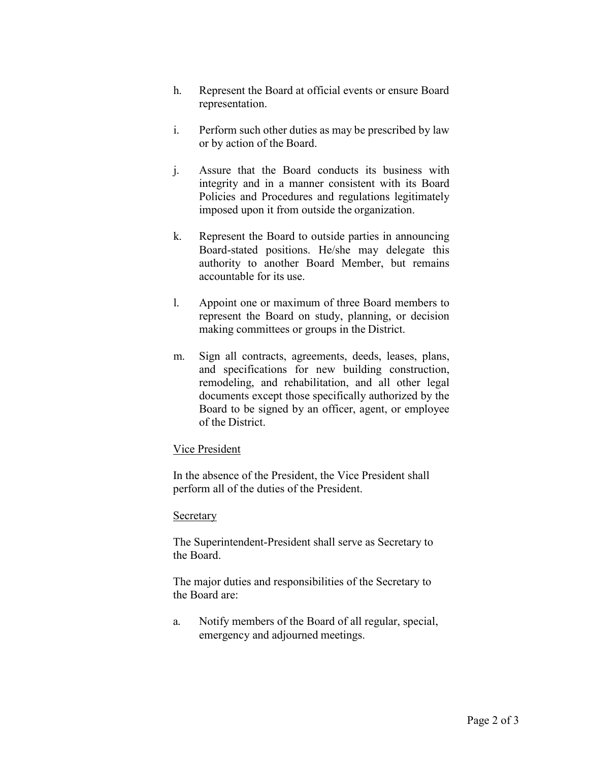h. Represent the Board at official events or ensure Board representation.

i. Perform such other duties as may be prescribed by law or by action of the Board.

j. Assure that the Board conducts its business with integrity and in a manner consistent with its Board Policies and Procedures and regulations legitimately imposed upon it from outside the organization.

k. Represent the Board to outside parties in announcing Board-stated positions. He/she may delegate this authority to another Board Member, but remains accountable for its use.

l. Appoint one or maximum of three Board members to represent the Board on study, planning, or decision making committees or groups in the District.

m. Sign all contracts, agreements, deeds, leases, plans, and specifications for new building construction, remodeling, and rehabilitation, and all other legal documents except those specifically authorized by the Board to be signed by an officer, agent, or employee of the District.

<u>Vice President</u>

In the absence of the President, the Vice President shall perform all of the duties of the President.

<u>Secretary</u>

The Superintendent-President shall serve as Secretary to the Board.

The major duties and responsibilities of the Secretary to the Board are:

a. Notify members of the Board of all regular, special, emergency and adjourned meetings.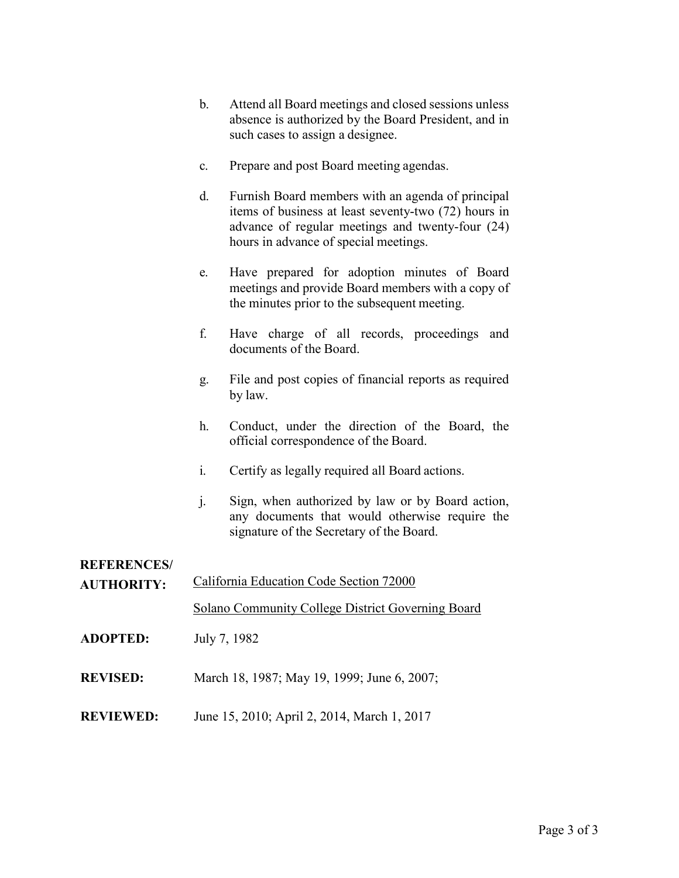b. Attend all Board meetings and closed sessions unless absence is authorized by the Board President, and in such cases to assign a designee.

c. Prepare and post Board meeting agendas.

d. Furnish Board members with an agenda of principal items of business at least seventy-two (72) hours in advance of regular meetings and twenty-four (24) hours in advance of special meetings.

e. Have prepared for adoption minutes of Board meetings and provide Board members with a copy of the minutes prior to the subsequent meeting.

f. Have charge of all records, proceedings and documents of the Board.

g. File and post copies of financial reports as required by law.

h. Conduct, under the direction of the Board, the official correspondence of the Board.

i. Certify as legally required all Board actions.

j. Sign, when authorized by law or by Board action, any documents that would otherwise require the signature of the Secretary of the Board.

**REFERENCES/ AUTHORITY:** California Education Code Section 72000

Solano Community College District Governing Board

**ADOPTED:** July 7, 1982

**REVISED:** March 18, 1987; May 19, 1999; June 6, 2007;

**REVIEWED:** June 15, 2010; April 2, 2014, March 1, 2017